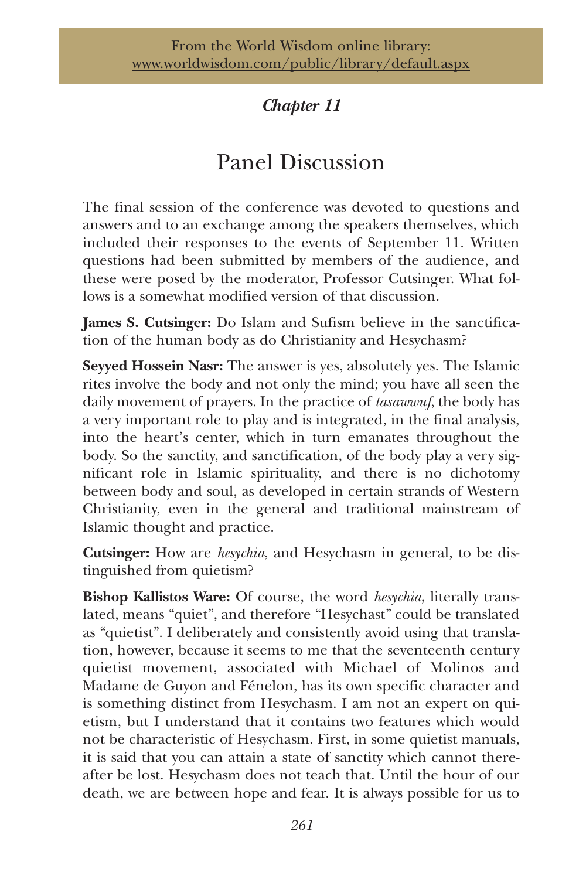From the World Wisdom online library:
www.worldwisdom.com/public/library/default.aspx

*Chapter 11*

# Panel Discussion

The final session of the conference was devoted to questions and answers and to an exchange among the speakers themselves, which included their responses to the events of September 11. Written questions had been submitted by members of the audience, and these were posed by the moderator, Professor Cutsinger. What follows is a somewhat modified version of that discussion.

**James S. Cutsinger:** Do Islam and Sufism believe in the sanctification of the human body as do Christianity and Hesychasm?

**Seyyed Hossein Nasr:** The answer is yes, absolutely yes. The Islamic rites involve the body and not only the mind; you have all seen the daily movement of prayers. In the practice of *tasawwuf*, the body has a very important role to play and is integrated, in the final analysis, into the heart's center, which in turn emanates throughout the body. So the sanctity, and sanctification, of the body play a very significant role in Islamic spirituality, and there is no dichotomy between body and soul, as developed in certain strands of Western Christianity, even in the general and traditional mainstream of Islamic thought and practice.

**Cutsinger:** How are *hesychia*, and Hesychasm in general, to be distinguished from quietism?

**Bishop Kallistos Ware:** Of course, the word *hesychia*, literally translated, means "quiet", and therefore "Hesychast" could be translated as "quietist". I deliberately and consistently avoid using that translation, however, because it seems to me that the seventeenth century quietist movement, associated with Michael of Molinos and Madame de Guyon and Fénelon, has its own specific character and is something distinct from Hesychasm. I am not an expert on quietism, but I understand that it contains two features which would not be characteristic of Hesychasm. First, in some quietist manuals, it is said that you can attain a state of sanctity which cannot thereafter be lost. Hesychasm does not teach that. Until the hour of our death, we are between hope and fear. It is always possible for us to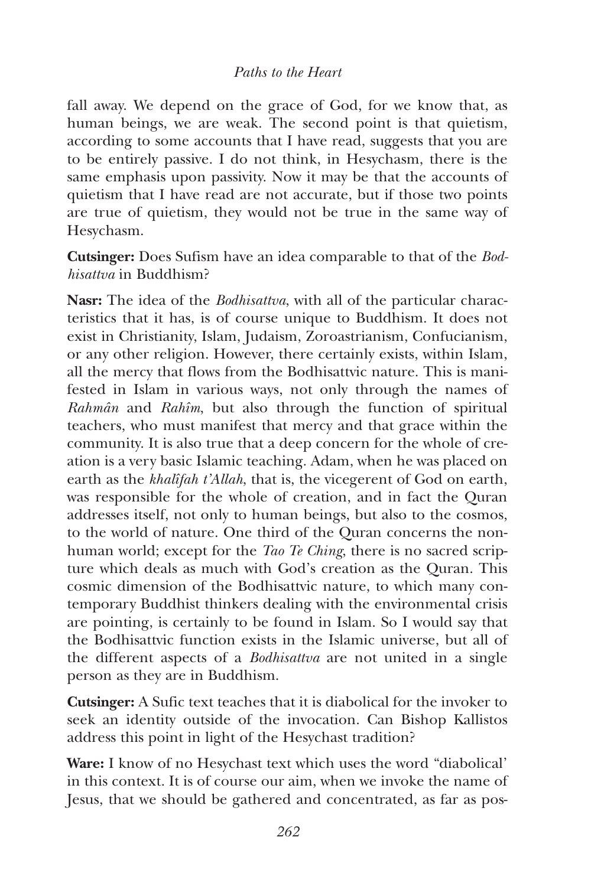fall away. We depend on the grace of God, for we know that, as human beings, we are weak. The second point is that quietism, according to some accounts that I have read, suggests that you are to be entirely passive. I do not think, in Hesychasm, there is the same emphasis upon passivity. Now it may be that the accounts of quietism that I have read are not accurate, but if those two points are true of quietism, they would not be true in the same way of Hesychasm.

**Cutsinger:** Does Sufism have an idea comparable to that of the *Bodhisattva* in Buddhism?

**Nasr:** The idea of the *Bodhisattva*, with all of the particular characteristics that it has, is of course unique to Buddhism. It does not exist in Christianity, Islam, Judaism, Zoroastrianism, Confucianism, or any other religion. However, there certainly exists, within Islam, all the mercy that flows from the Bodhisattvic nature. This is manifested in Islam in various ways, not only through the names of *Rahmân* and *Rahîm*, but also through the function of spiritual teachers, who must manifest that mercy and that grace within the community. It is also true that a deep concern for the whole of creation is a very basic Islamic teaching. Adam, when he was placed on earth as the *khalîfah t'Allah*, that is, the vicegerent of God on earth, was responsible for the whole of creation, and in fact the Quran addresses itself, not only to human beings, but also to the cosmos, to the world of nature. One third of the Quran concerns the non-human world; except for the *Tao Te Ching*, there is no sacred scripture which deals as much with God's creation as the Quran. This cosmic dimension of the Bodhisattvic nature, to which many contemporary Buddhist thinkers dealing with the environmental crisis are pointing, is certainly to be found in Islam. So I would say that the Bodhisattvic function exists in the Islamic universe, but all of the different aspects of a *Bodhisattva* are not united in a single person as they are in Buddhism.

**Cutsinger:** A Sufic text teaches that it is diabolical for the invoker to seek an identity outside of the invocation. Can Bishop Kallistos address this point in light of the Hesychast tradition?

**Ware:** I know of no Hesychast text which uses the word "diabolical' in this context. It is of course our aim, when we invoke the name of Jesus, that we should be gathered and concentrated, as far as pos-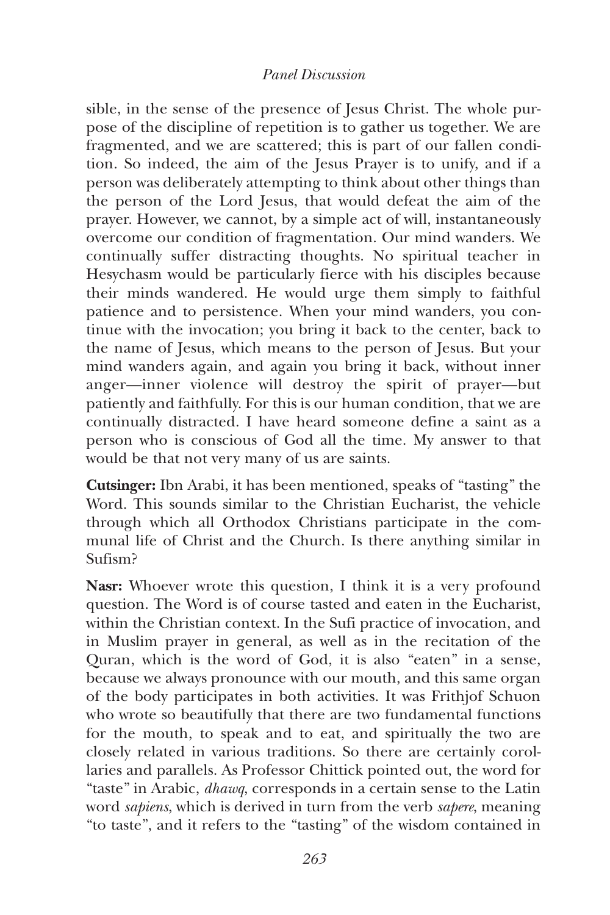sible, in the sense of the presence of Jesus Christ. The whole purpose of the discipline of repetition is to gather us together. We are fragmented, and we are scattered; this is part of our fallen condition. So indeed, the aim of the Jesus Prayer is to unify, and if a person was deliberately attempting to think about other things than the person of the Lord Jesus, that would defeat the aim of the prayer. However, we cannot, by a simple act of will, instantaneously overcome our condition of fragmentation. Our mind wanders. We continually suffer distracting thoughts. No spiritual teacher in Hesychasm would be particularly fierce with his disciples because their minds wandered. He would urge them simply to faithful patience and to persistence. When your mind wanders, you continue with the invocation; you bring it back to the center, back to the name of Jesus, which means to the person of Jesus. But your mind wanders again, and again you bring it back, without inner anger—inner violence will destroy the spirit of prayer—but patiently and faithfully. For this is our human condition, that we are continually distracted. I have heard someone define a saint as a person who is conscious of God all the time. My answer to that would be that not very many of us are saints.

**Cutsinger:** Ibn Arabi, it has been mentioned, speaks of "tasting" the Word. This sounds similar to the Christian Eucharist, the vehicle through which all Orthodox Christians participate in the communal life of Christ and the Church. Is there anything similar in Sufism?

**Nasr:** Whoever wrote this question, I think it is a very profound question. The Word is of course tasted and eaten in the Eucharist, within the Christian context. In the Sufi practice of invocation, and in Muslim prayer in general, as well as in the recitation of the Quran, which is the word of God, it is also "eaten" in a sense, because we always pronounce with our mouth, and this same organ of the body participates in both activities. It was Frithjof Schuon who wrote so beautifully that there are two fundamental functions for the mouth, to speak and to eat, and spiritually the two are closely related in various traditions. So there are certainly corollaries and parallels. As Professor Chittick pointed out, the word for "taste" in Arabic, *dhawq*, corresponds in a certain sense to the Latin word *sapiens*, which is derived in turn from the verb *sapere*, meaning "to taste", and it refers to the "tasting" of the wisdom contained in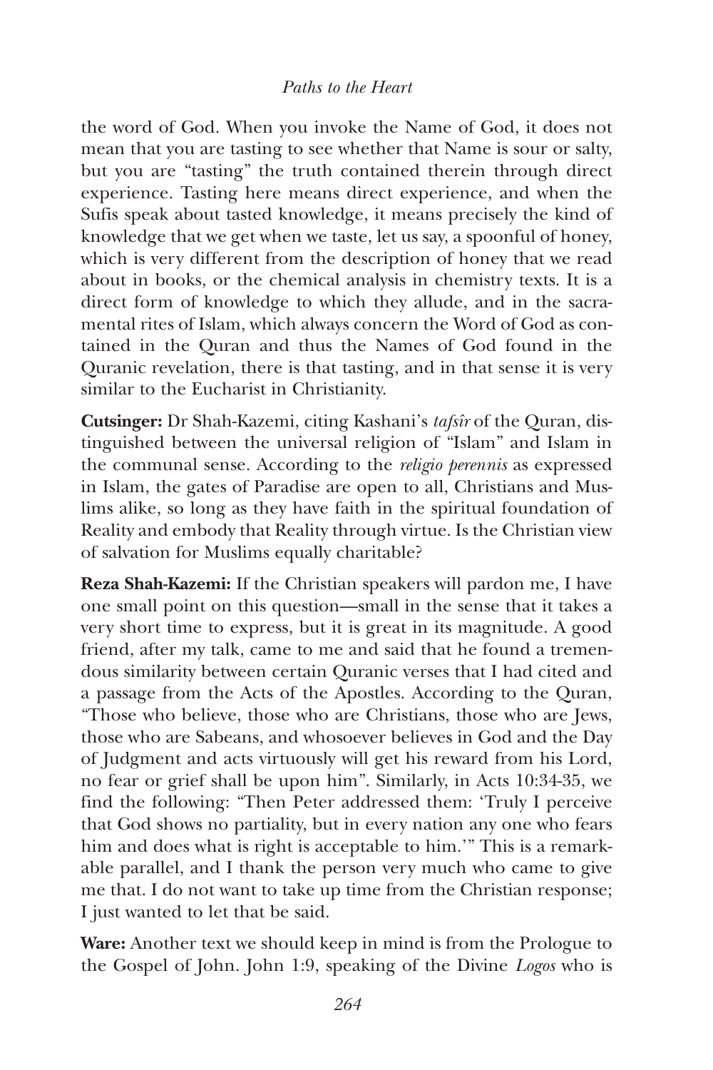the word of God. When you invoke the Name of God, it does not mean that you are tasting to see whether that Name is sour or salty, but you are "tasting" the truth contained therein through direct experience. Tasting here means direct experience, and when the Sufis speak about tasted knowledge, it means precisely the kind of knowledge that we get when we taste, let us say, a spoonful of honey, which is very different from the description of honey that we read about in books, or the chemical analysis in chemistry texts. It is a direct form of knowledge to which they allude, and in the sacramental rites of Islam, which always concern the Word of God as contained in the Quran and thus the Names of God found in the Quranic revelation, there is that tasting, and in that sense it is very similar to the Eucharist in Christianity.

**Cutsinger:** Dr Shah-Kazemi, citing Kashani's *tafsîr* of the Quran, distinguished between the universal religion of "Islam" and Islam in the communal sense. According to the *religio perennis* as expressed in Islam, the gates of Paradise are open to all, Christians and Muslims alike, so long as they have faith in the spiritual foundation of Reality and embody that Reality through virtue. Is the Christian view of salvation for Muslims equally charitable?

**Reza Shah-Kazemi:** If the Christian speakers will pardon me, I have one small point on this question—small in the sense that it takes a very short time to express, but it is great in its magnitude. A good friend, after my talk, came to me and said that he found a tremendous similarity between certain Quranic verses that I had cited and a passage from the Acts of the Apostles. According to the Quran, "Those who believe, those who are Christians, those who are Jews, those who are Sabeans, and whosoever believes in God and the Day of Judgment and acts virtuously will get his reward from his Lord, no fear or grief shall be upon him". Similarly, in Acts 10:34-35, we find the following: "Then Peter addressed them: 'Truly I perceive that God shows no partiality, but in every nation any one who fears him and does what is right is acceptable to him.'" This is a remarkable parallel, and I thank the person very much who came to give me that. I do not want to take up time from the Christian response; I just wanted to let that be said.

**Ware:** Another text we should keep in mind is from the Prologue to the Gospel of John. John 1:9, speaking of the Divine *Logos* who is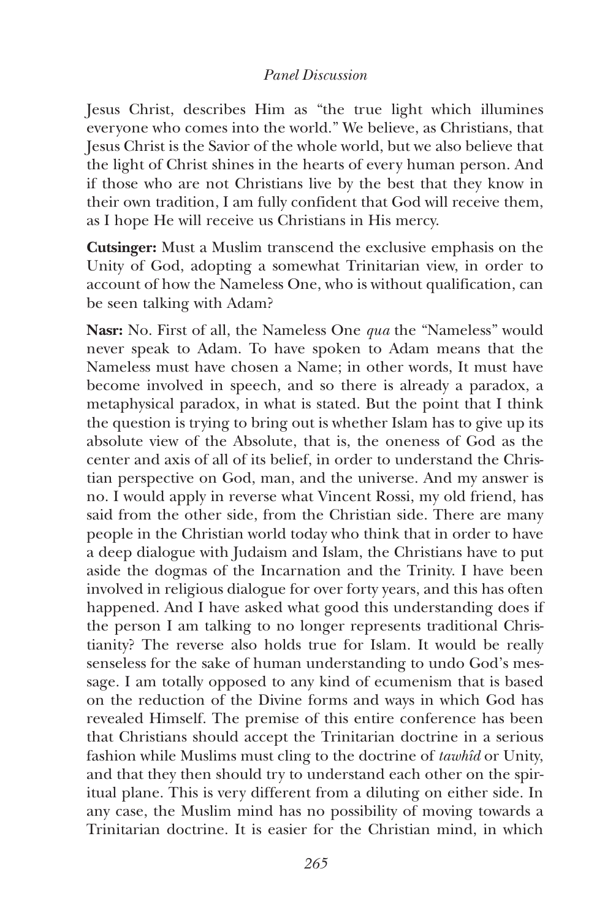Jesus Christ, describes Him as "the true light which illumines everyone who comes into the world." We believe, as Christians, that Jesus Christ is the Savior of the whole world, but we also believe that the light of Christ shines in the hearts of every human person. And if those who are not Christians live by the best that they know in their own tradition, I am fully confident that God will receive them, as I hope He will receive us Christians in His mercy.

**Cutsinger:** Must a Muslim transcend the exclusive emphasis on the Unity of God, adopting a somewhat Trinitarian view, in order to account of how the Nameless One, who is without qualification, can be seen talking with Adam?

**Nasr:** No. First of all, the Nameless One *qua* the "Nameless" would never speak to Adam. To have spoken to Adam means that the Nameless must have chosen a Name; in other words, It must have become involved in speech, and so there is already a paradox, a metaphysical paradox, in what is stated. But the point that I think the question is trying to bring out is whether Islam has to give up its absolute view of the Absolute, that is, the oneness of God as the center and axis of all of its belief, in order to understand the Christian perspective on God, man, and the universe. And my answer is no. I would apply in reverse what Vincent Rossi, my old friend, has said from the other side, from the Christian side. There are many people in the Christian world today who think that in order to have a deep dialogue with Judaism and Islam, the Christians have to put aside the dogmas of the Incarnation and the Trinity. I have been involved in religious dialogue for over forty years, and this has often happened. And I have asked what good this understanding does if the person I am talking to no longer represents traditional Christianity? The reverse also holds true for Islam. It would be really senseless for the sake of human understanding to undo God's message. I am totally opposed to any kind of ecumenism that is based on the reduction of the Divine forms and ways in which God has revealed Himself. The premise of this entire conference has been that Christians should accept the Trinitarian doctrine in a serious fashion while Muslims must cling to the doctrine of *tawhîd* or Unity, and that they then should try to understand each other on the spiritual plane. This is very different from a diluting on either side. In any case, the Muslim mind has no possibility of moving towards a Trinitarian doctrine. It is easier for the Christian mind, in which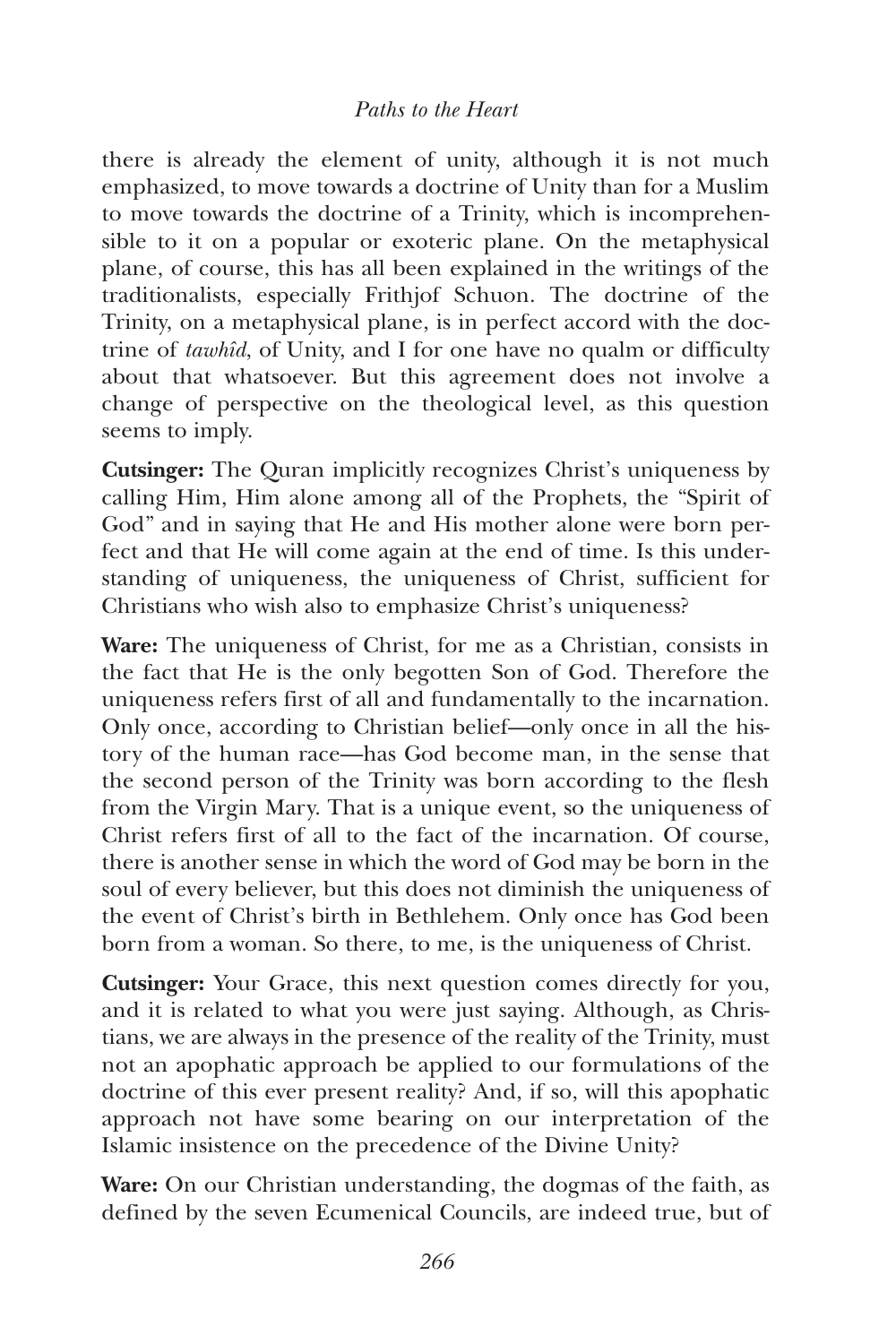there is already the element of unity, although it is not much emphasized, to move towards a doctrine of Unity than for a Muslim to move towards the doctrine of a Trinity, which is incomprehensible to it on a popular or exoteric plane. On the metaphysical plane, of course, this has all been explained in the writings of the traditionalists, especially Frithjof Schuon. The doctrine of the Trinity, on a metaphysical plane, is in perfect accord with the doctrine of *tawhîd*, of Unity, and I for one have no qualm or difficulty about that whatsoever. But this agreement does not involve a change of perspective on the theological level, as this question seems to imply.

**Cutsinger:** The Quran implicitly recognizes Christ's uniqueness by calling Him, Him alone among all of the Prophets, the "Spirit of God" and in saying that He and His mother alone were born perfect and that He will come again at the end of time. Is this understanding of uniqueness, the uniqueness of Christ, sufficient for Christians who wish also to emphasize Christ's uniqueness?

**Ware:** The uniqueness of Christ, for me as a Christian, consists in the fact that He is the only begotten Son of God. Therefore the uniqueness refers first of all and fundamentally to the incarnation. Only once, according to Christian belief—only once in all the history of the human race—has God become man, in the sense that the second person of the Trinity was born according to the flesh from the Virgin Mary. That is a unique event, so the uniqueness of Christ refers first of all to the fact of the incarnation. Of course, there is another sense in which the word of God may be born in the soul of every believer, but this does not diminish the uniqueness of the event of Christ's birth in Bethlehem. Only once has God been born from a woman. So there, to me, is the uniqueness of Christ.

**Cutsinger:** Your Grace, this next question comes directly for you, and it is related to what you were just saying. Although, as Christians, we are always in the presence of the reality of the Trinity, must not an apophatic approach be applied to our formulations of the doctrine of this ever present reality? And, if so, will this apophatic approach not have some bearing on our interpretation of the Islamic insistence on the precedence of the Divine Unity?

**Ware:** On our Christian understanding, the dogmas of the faith, as defined by the seven Ecumenical Councils, are indeed true, but of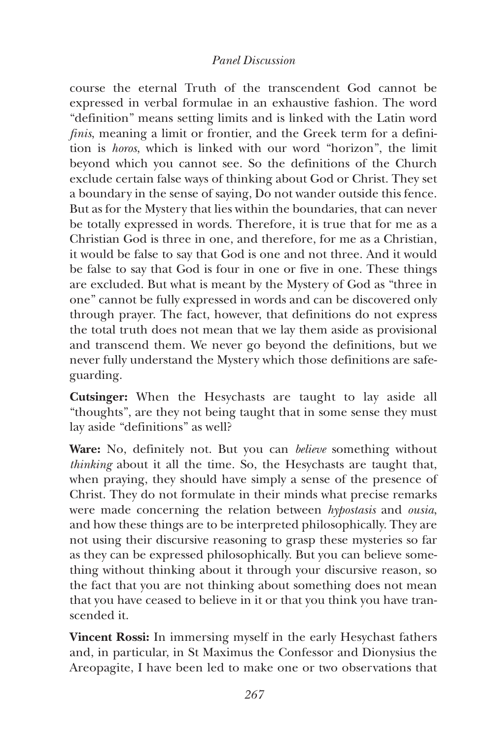course the eternal Truth of the transcendent God cannot be expressed in verbal formulae in an exhaustive fashion. The word "definition" means setting limits and is linked with the Latin word *finis*, meaning a limit or frontier, and the Greek term for a definition is *horos*, which is linked with our word "horizon", the limit beyond which you cannot see. So the definitions of the Church exclude certain false ways of thinking about God or Christ. They set a boundary in the sense of saying, Do not wander outside this fence. But as for the Mystery that lies within the boundaries, that can never be totally expressed in words. Therefore, it is true that for me as a Christian God is three in one, and therefore, for me as a Christian, it would be false to say that God is one and not three. And it would be false to say that God is four in one or five in one. These things are excluded. But what is meant by the Mystery of God as "three in one" cannot be fully expressed in words and can be discovered only through prayer. The fact, however, that definitions do not express the total truth does not mean that we lay them aside as provisional and transcend them. We never go beyond the definitions, but we never fully understand the Mystery which those definitions are safeguarding.

**Cutsinger:** When the Hesychasts are taught to lay aside all "thoughts", are they not being taught that in some sense they must lay aside "definitions" as well?

**Ware:** No, definitely not. But you can *believe* something without *thinking* about it all the time. So, the Hesychasts are taught that, when praying, they should have simply a sense of the presence of Christ. They do not formulate in their minds what precise remarks were made concerning the relation between *hypostasis* and *ousia*, and how these things are to be interpreted philosophically. They are not using their discursive reasoning to grasp these mysteries so far as they can be expressed philosophically. But you can believe something without thinking about it through your discursive reason, so the fact that you are not thinking about something does not mean that you have ceased to believe in it or that you think you have transcended it.

**Vincent Rossi:** In immersing myself in the early Hesychast fathers and, in particular, in St Maximus the Confessor and Dionysius the Areopagite, I have been led to make one or two observations that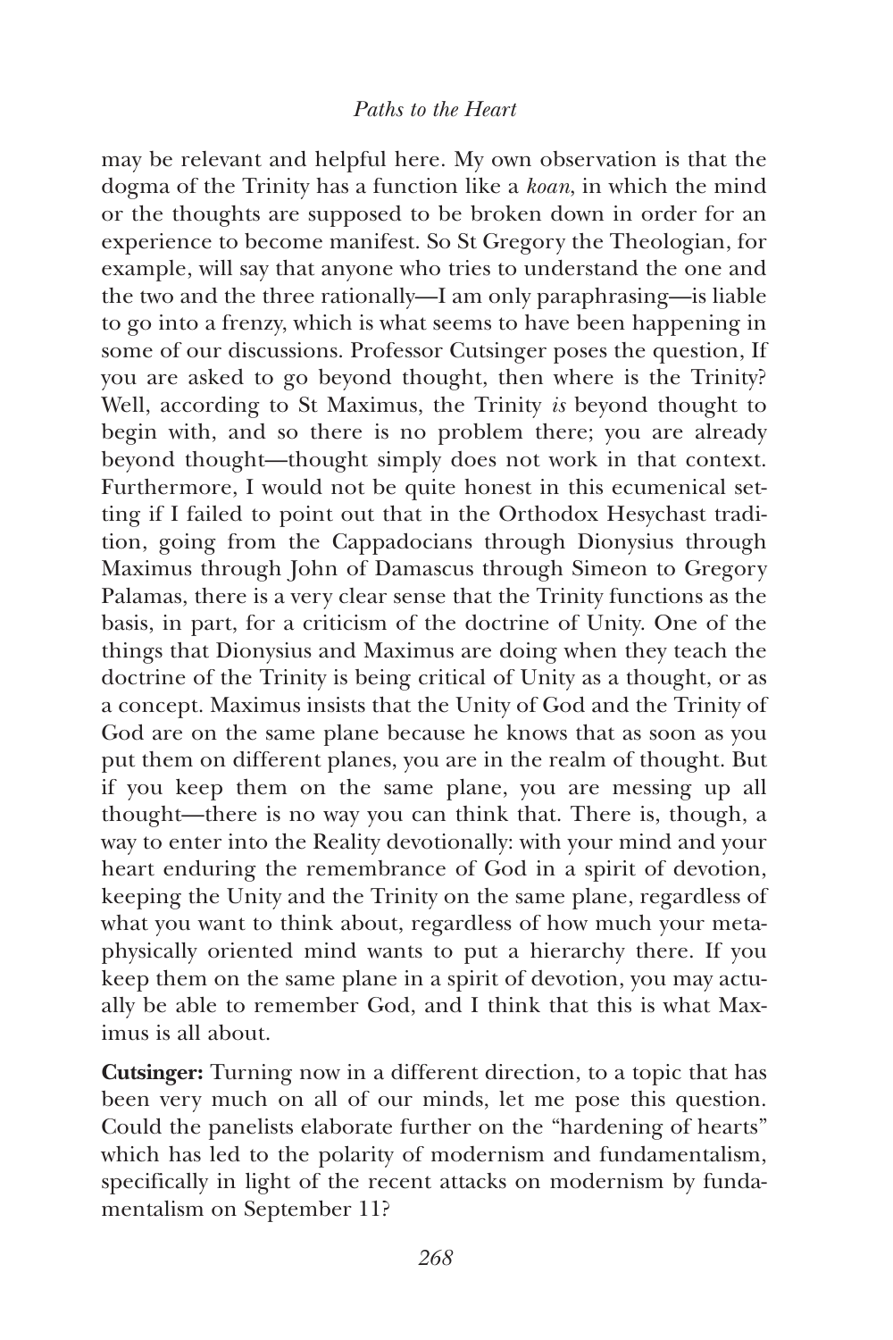may be relevant and helpful here. My own observation is that the dogma of the Trinity has a function like a *koan*, in which the mind or the thoughts are supposed to be broken down in order for an experience to become manifest. So St Gregory the Theologian, for example, will say that anyone who tries to understand the one and the two and the three rationally—I am only paraphrasing—is liable to go into a frenzy, which is what seems to have been happening in some of our discussions. Professor Cutsinger poses the question, If you are asked to go beyond thought, then where is the Trinity? Well, according to St Maximus, the Trinity *is* beyond thought to begin with, and so there is no problem there; you are already beyond thought—thought simply does not work in that context. Furthermore, I would not be quite honest in this ecumenical setting if I failed to point out that in the Orthodox Hesychast tradition, going from the Cappadocians through Dionysius through Maximus through John of Damascus through Simeon to Gregory Palamas, there is a very clear sense that the Trinity functions as the basis, in part, for a criticism of the doctrine of Unity. One of the things that Dionysius and Maximus are doing when they teach the doctrine of the Trinity is being critical of Unity as a thought, or as a concept. Maximus insists that the Unity of God and the Trinity of God are on the same plane because he knows that as soon as you put them on different planes, you are in the realm of thought. But if you keep them on the same plane, you are messing up all thought—there is no way you can think that. There is, though, a way to enter into the Reality devotionally: with your mind and your heart enduring the remembrance of God in a spirit of devotion, keeping the Unity and the Trinity on the same plane, regardless of what you want to think about, regardless of how much your metaphysically oriented mind wants to put a hierarchy there. If you keep them on the same plane in a spirit of devotion, you may actually be able to remember God, and I think that this is what Maximus is all about.

**Cutsinger:** Turning now in a different direction, to a topic that has been very much on all of our minds, let me pose this question. Could the panelists elaborate further on the "hardening of hearts" which has led to the polarity of modernism and fundamentalism, specifically in light of the recent attacks on modernism by fundamentalism on September 11?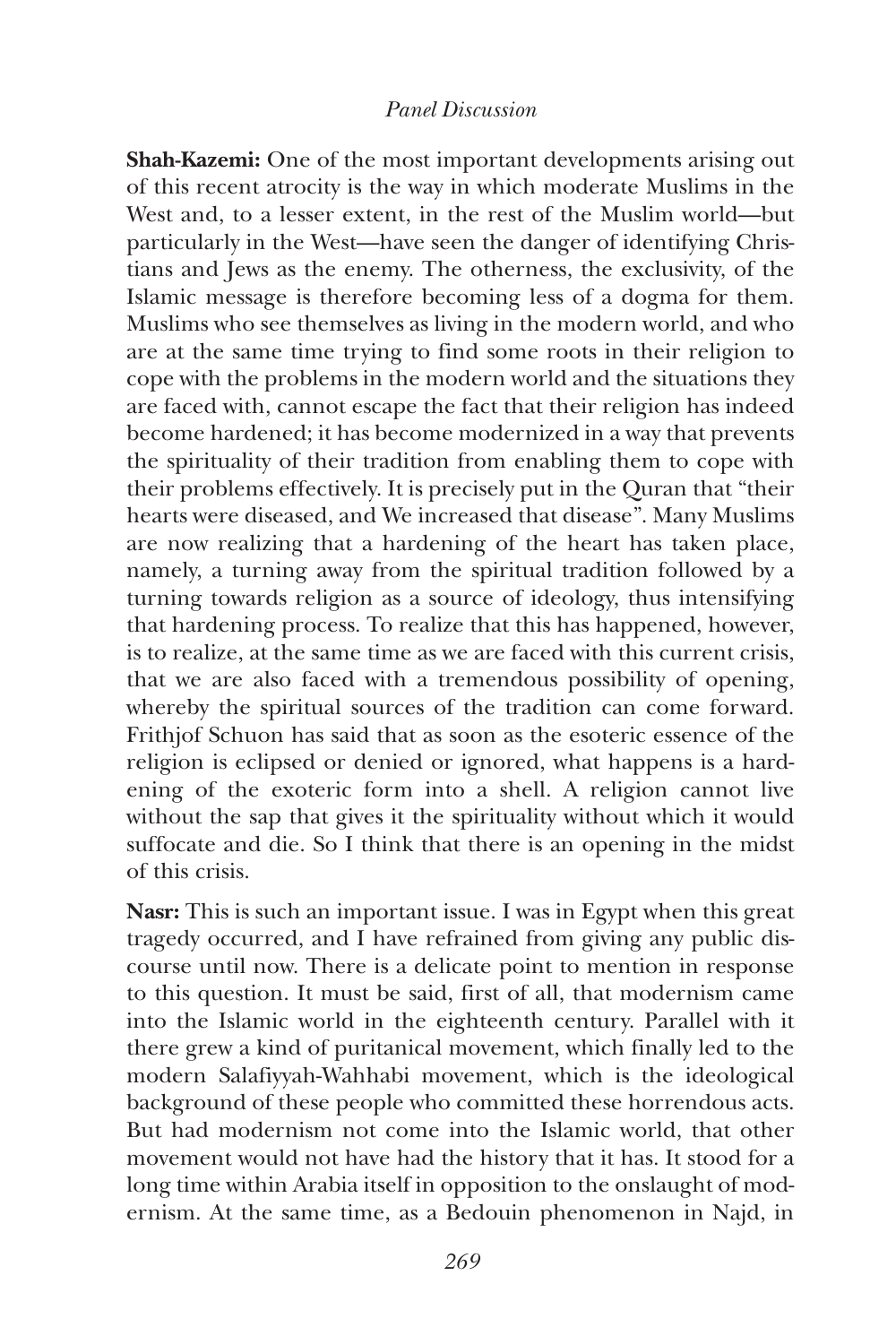**Shah-Kazemi:** One of the most important developments arising out of this recent atrocity is the way in which moderate Muslims in the West and, to a lesser extent, in the rest of the Muslim world—but particularly in the West—have seen the danger of identifying Christians and Jews as the enemy. The otherness, the exclusivity, of the Islamic message is therefore becoming less of a dogma for them. Muslims who see themselves as living in the modern world, and who are at the same time trying to find some roots in their religion to cope with the problems in the modern world and the situations they are faced with, cannot escape the fact that their religion has indeed become hardened; it has become modernized in a way that prevents the spirituality of their tradition from enabling them to cope with their problems effectively. It is precisely put in the Quran that "their hearts were diseased, and We increased that disease". Many Muslims are now realizing that a hardening of the heart has taken place, namely, a turning away from the spiritual tradition followed by a turning towards religion as a source of ideology, thus intensifying that hardening process. To realize that this has happened, however, is to realize, at the same time as we are faced with this current crisis, that we are also faced with a tremendous possibility of opening, whereby the spiritual sources of the tradition can come forward. Frithjof Schuon has said that as soon as the esoteric essence of the religion is eclipsed or denied or ignored, what happens is a hardening of the exoteric form into a shell. A religion cannot live without the sap that gives it the spirituality without which it would suffocate and die. So I think that there is an opening in the midst of this crisis.

**Nasr:** This is such an important issue. I was in Egypt when this great tragedy occurred, and I have refrained from giving any public discourse until now. There is a delicate point to mention in response to this question. It must be said, first of all, that modernism came into the Islamic world in the eighteenth century. Parallel with it there grew a kind of puritanical movement, which finally led to the modern Salafiyyah-Wahhabi movement, which is the ideological background of these people who committed these horrendous acts. But had modernism not come into the Islamic world, that other movement would not have had the history that it has. It stood for a long time within Arabia itself in opposition to the onslaught of modernism. At the same time, as a Bedouin phenomenon in Najd, in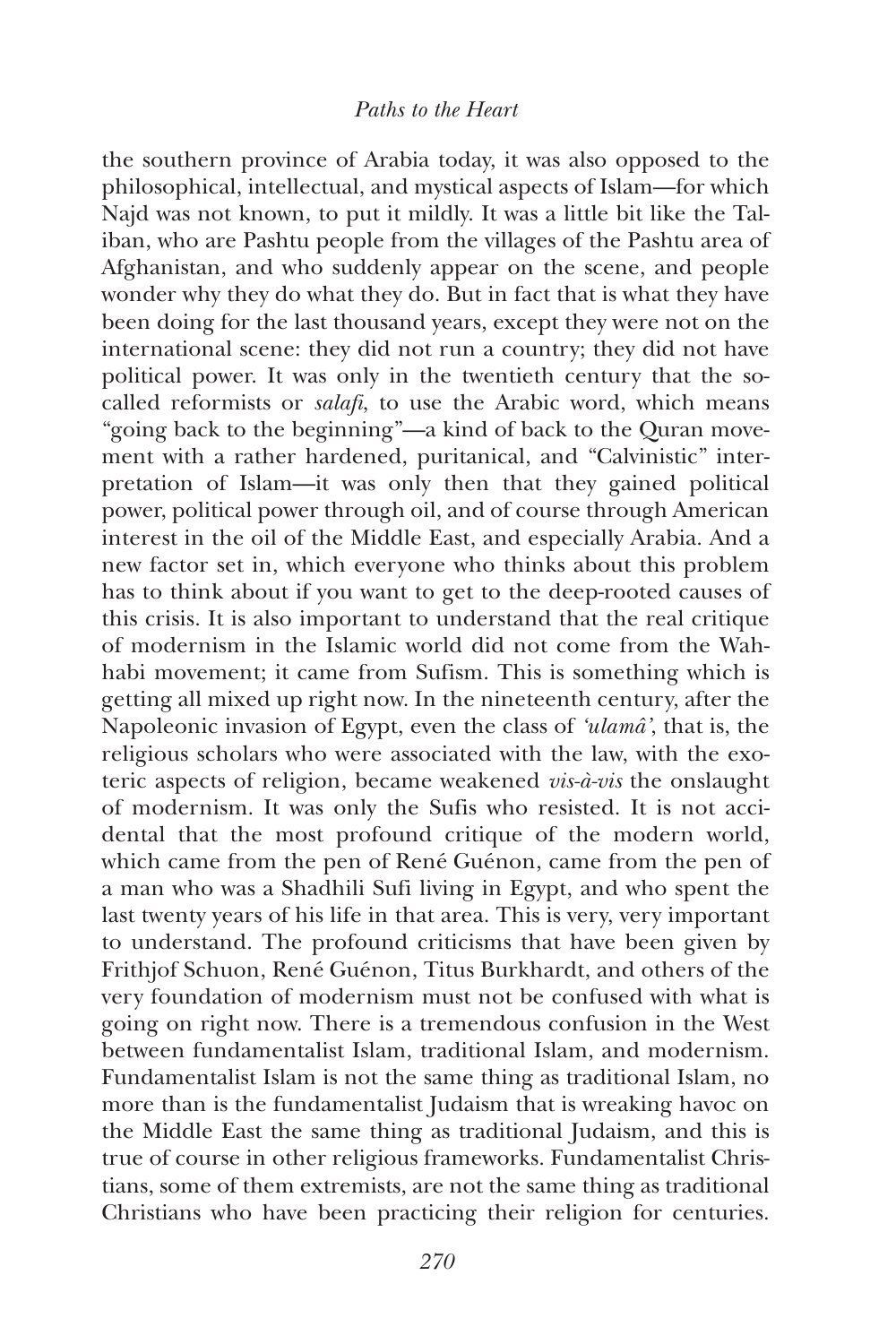the southern province of Arabia today, it was also opposed to the philosophical, intellectual, and mystical aspects of Islam—for which Najd was not known, to put it mildly. It was a little bit like the Taliban, who are Pashtu people from the villages of the Pashtu area of Afghanistan, and who suddenly appear on the scene, and people wonder why they do what they do. But in fact that is what they have been doing for the last thousand years, except they were not on the international scene: they did not run a country; they did not have political power. It was only in the twentieth century that the so-called reformists or *salafi*, to use the Arabic word, which means "going back to the beginning"—a kind of back to the Quran movement with a rather hardened, puritanical, and "Calvinistic" interpretation of Islam—it was only then that they gained political power, political power through oil, and of course through American interest in the oil of the Middle East, and especially Arabia. And a new factor set in, which everyone who thinks about this problem has to think about if you want to get to the deep-rooted causes of this crisis. It is also important to understand that the real critique of modernism in the Islamic world did not come from the Wahhabi movement; it came from Sufism. This is something which is getting all mixed up right now. In the nineteenth century, after the Napoleonic invasion of Egypt, even the class of *'ulamâ'*, that is, the religious scholars who were associated with the law, with the exoteric aspects of religion, became weakened *vis-à-vis* the onslaught of modernism. It was only the Sufis who resisted. It is not accidental that the most profound critique of the modern world, which came from the pen of René Guénon, came from the pen of a man who was a Shadhili Sufi living in Egypt, and who spent the last twenty years of his life in that area. This is very, very important to understand. The profound criticisms that have been given by Frithjof Schuon, René Guénon, Titus Burkhardt, and others of the very foundation of modernism must not be confused with what is going on right now. There is a tremendous confusion in the West between fundamentalist Islam, traditional Islam, and modernism. Fundamentalist Islam is not the same thing as traditional Islam, no more than is the fundamentalist Judaism that is wreaking havoc on the Middle East the same thing as traditional Judaism, and this is true of course in other religious frameworks. Fundamentalist Christians, some of them extremists, are not the same thing as traditional Christians who have been practicing their religion for centuries.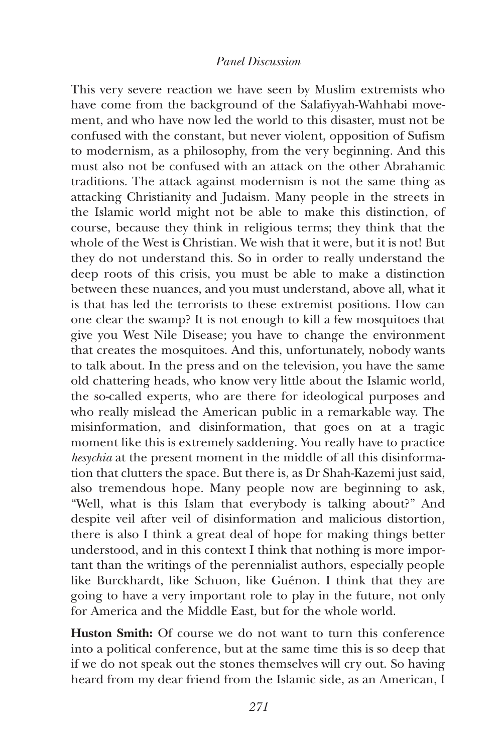This very severe reaction we have seen by Muslim extremists who have come from the background of the Salafiyyah-Wahhabi movement, and who have now led the world to this disaster, must not be confused with the constant, but never violent, opposition of Sufism to modernism, as a philosophy, from the very beginning. And this must also not be confused with an attack on the other Abrahamic traditions. The attack against modernism is not the same thing as attacking Christianity and Judaism. Many people in the streets in the Islamic world might not be able to make this distinction, of course, because they think in religious terms; they think that the whole of the West is Christian. We wish that it were, but it is not! But they do not understand this. So in order to really understand the deep roots of this crisis, you must be able to make a distinction between these nuances, and you must understand, above all, what it is that has led the terrorists to these extremist positions. How can one clear the swamp? It is not enough to kill a few mosquitoes that give you West Nile Disease; you have to change the environment that creates the mosquitoes. And this, unfortunately, nobody wants to talk about. In the press and on the television, you have the same old chattering heads, who know very little about the Islamic world, the so-called experts, who are there for ideological purposes and who really mislead the American public in a remarkable way. The misinformation, and disinformation, that goes on at a tragic moment like this is extremely saddening. You really have to practice *hesychia* at the present moment in the middle of all this disinformation that clutters the space. But there is, as Dr Shah-Kazemi just said, also tremendous hope. Many people now are beginning to ask, "Well, what is this Islam that everybody is talking about?" And despite veil after veil of disinformation and malicious distortion, there is also I think a great deal of hope for making things better understood, and in this context I think that nothing is more important than the writings of the perennialist authors, especially people like Burckhardt, like Schuon, like Guénon. I think that they are going to have a very important role to play in the future, not only for America and the Middle East, but for the whole world.

**Huston Smith:** Of course we do not want to turn this conference into a political conference, but at the same time this is so deep that if we do not speak out the stones themselves will cry out. So having heard from my dear friend from the Islamic side, as an American, I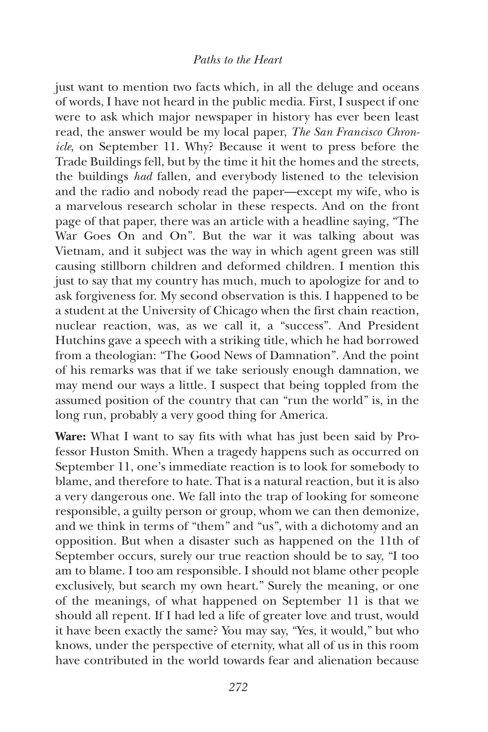just want to mention two facts which, in all the deluge and oceans of words, I have not heard in the public media. First, I suspect if one were to ask which major newspaper in history has ever been least read, the answer would be my local paper, *The San Francisco Chronicle*, on September 11. Why? Because it went to press before the Trade Buildings fell, but by the time it hit the homes and the streets, the buildings *had* fallen, and everybody listened to the television and the radio and nobody read the paper—except my wife, who is a marvelous research scholar in these respects. And on the front page of that paper, there was an article with a headline saying, "The War Goes On and On". But the war it was talking about was Vietnam, and it subject was the way in which agent green was still causing stillborn children and deformed children. I mention this just to say that my country has much, much to apologize for and to ask forgiveness for. My second observation is this. I happened to be a student at the University of Chicago when the first chain reaction, nuclear reaction, was, as we call it, a "success". And President Hutchins gave a speech with a striking title, which he had borrowed from a theologian: "The Good News of Damnation". And the point of his remarks was that if we take seriously enough damnation, we may mend our ways a little. I suspect that being toppled from the assumed position of the country that can "run the world" is, in the long run, probably a very good thing for America.

**Ware:** What I want to say fits with what has just been said by Professor Huston Smith. When a tragedy happens such as occurred on September 11, one's immediate reaction is to look for somebody to blame, and therefore to hate. That is a natural reaction, but it is also a very dangerous one. We fall into the trap of looking for someone responsible, a guilty person or group, whom we can then demonize, and we think in terms of "them" and "us", with a dichotomy and an opposition. But when a disaster such as happened on the 11th of September occurs, surely our true reaction should be to say, "I too am to blame. I too am responsible. I should not blame other people exclusively, but search my own heart." Surely the meaning, or one of the meanings, of what happened on September 11 is that we should all repent. If I had led a life of greater love and trust, would it have been exactly the same? You may say, "Yes, it would," but who knows, under the perspective of eternity, what all of us in this room have contributed in the world towards fear and alienation because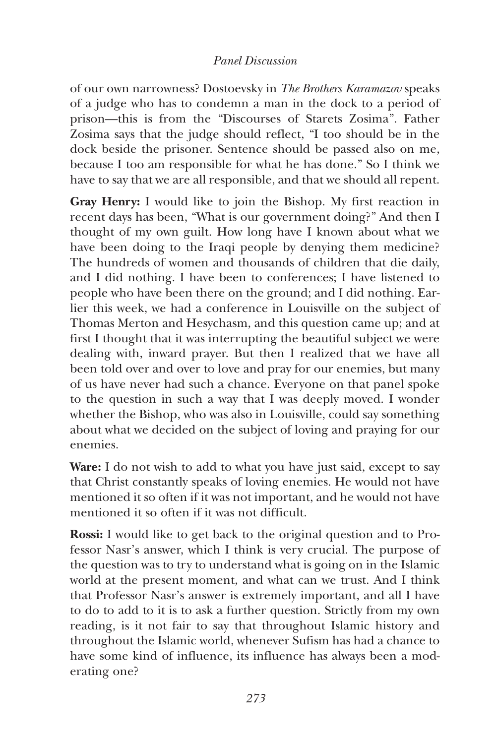of our own narrowness? Dostoevsky in *The Brothers Karamazov* speaks of a judge who has to condemn a man in the dock to a period of prison—this is from the "Discourses of Starets Zosima". Father Zosima says that the judge should reflect, "I too should be in the dock beside the prisoner. Sentence should be passed also on me, because I too am responsible for what he has done." So I think we have to say that we are all responsible, and that we should all repent.

**Gray Henry:** I would like to join the Bishop. My first reaction in recent days has been, "What is our government doing?" And then I thought of my own guilt. How long have I known about what we have been doing to the Iraqi people by denying them medicine? The hundreds of women and thousands of children that die daily, and I did nothing. I have been to conferences; I have listened to people who have been there on the ground; and I did nothing. Earlier this week, we had a conference in Louisville on the subject of Thomas Merton and Hesychasm, and this question came up; and at first I thought that it was interrupting the beautiful subject we were dealing with, inward prayer. But then I realized that we have all been told over and over to love and pray for our enemies, but many of us have never had such a chance. Everyone on that panel spoke to the question in such a way that I was deeply moved. I wonder whether the Bishop, who was also in Louisville, could say something about what we decided on the subject of loving and praying for our enemies.

**Ware:** I do not wish to add to what you have just said, except to say that Christ constantly speaks of loving enemies. He would not have mentioned it so often if it was not important, and he would not have mentioned it so often if it was not difficult.

**Rossi:** I would like to get back to the original question and to Professor Nasr's answer, which I think is very crucial. The purpose of the question was to try to understand what is going on in the Islamic world at the present moment, and what can we trust. And I think that Professor Nasr's answer is extremely important, and all I have to do to add to it is to ask a further question. Strictly from my own reading, is it not fair to say that throughout Islamic history and throughout the Islamic world, whenever Sufism has had a chance to have some kind of influence, its influence has always been a moderating one?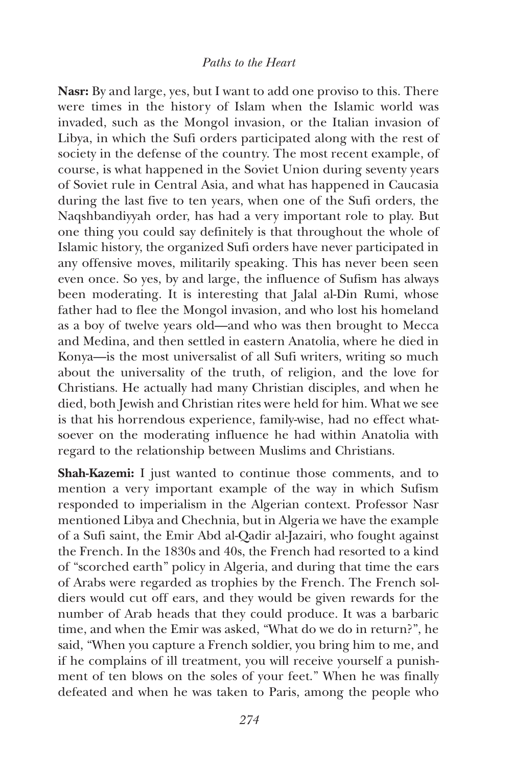**Nasr:** By and large, yes, but I want to add one proviso to this. There were times in the history of Islam when the Islamic world was invaded, such as the Mongol invasion, or the Italian invasion of Libya, in which the Sufi orders participated along with the rest of society in the defense of the country. The most recent example, of course, is what happened in the Soviet Union during seventy years of Soviet rule in Central Asia, and what has happened in Caucasia during the last five to ten years, when one of the Sufi orders, the Naqshbandiyyah order, has had a very important role to play. But one thing you could say definitely is that throughout the whole of Islamic history, the organized Sufi orders have never participated in any offensive moves, militarily speaking. This has never been seen even once. So yes, by and large, the influence of Sufism has always been moderating. It is interesting that Jalal al-Din Rumi, whose father had to flee the Mongol invasion, and who lost his homeland as a boy of twelve years old—and who was then brought to Mecca and Medina, and then settled in eastern Anatolia, where he died in Konya—is the most universalist of all Sufi writers, writing so much about the universality of the truth, of religion, and the love for Christians. He actually had many Christian disciples, and when he died, both Jewish and Christian rites were held for him. What we see is that his horrendous experience, family-wise, had no effect whatsoever on the moderating influence he had within Anatolia with regard to the relationship between Muslims and Christians.

**Shah-Kazemi:** I just wanted to continue those comments, and to mention a very important example of the way in which Sufism responded to imperialism in the Algerian context. Professor Nasr mentioned Libya and Chechnia, but in Algeria we have the example of a Sufi saint, the Emir Abd al-Qadir al-Jazairi, who fought against the French. In the 1830s and 40s, the French had resorted to a kind of "scorched earth" policy in Algeria, and during that time the ears of Arabs were regarded as trophies by the French. The French soldiers would cut off ears, and they would be given rewards for the number of Arab heads that they could produce. It was a barbaric time, and when the Emir was asked, "What do we do in return?", he said, "When you capture a French soldier, you bring him to me, and if he complains of ill treatment, you will receive yourself a punishment of ten blows on the soles of your feet." When he was finally defeated and when he was taken to Paris, among the people who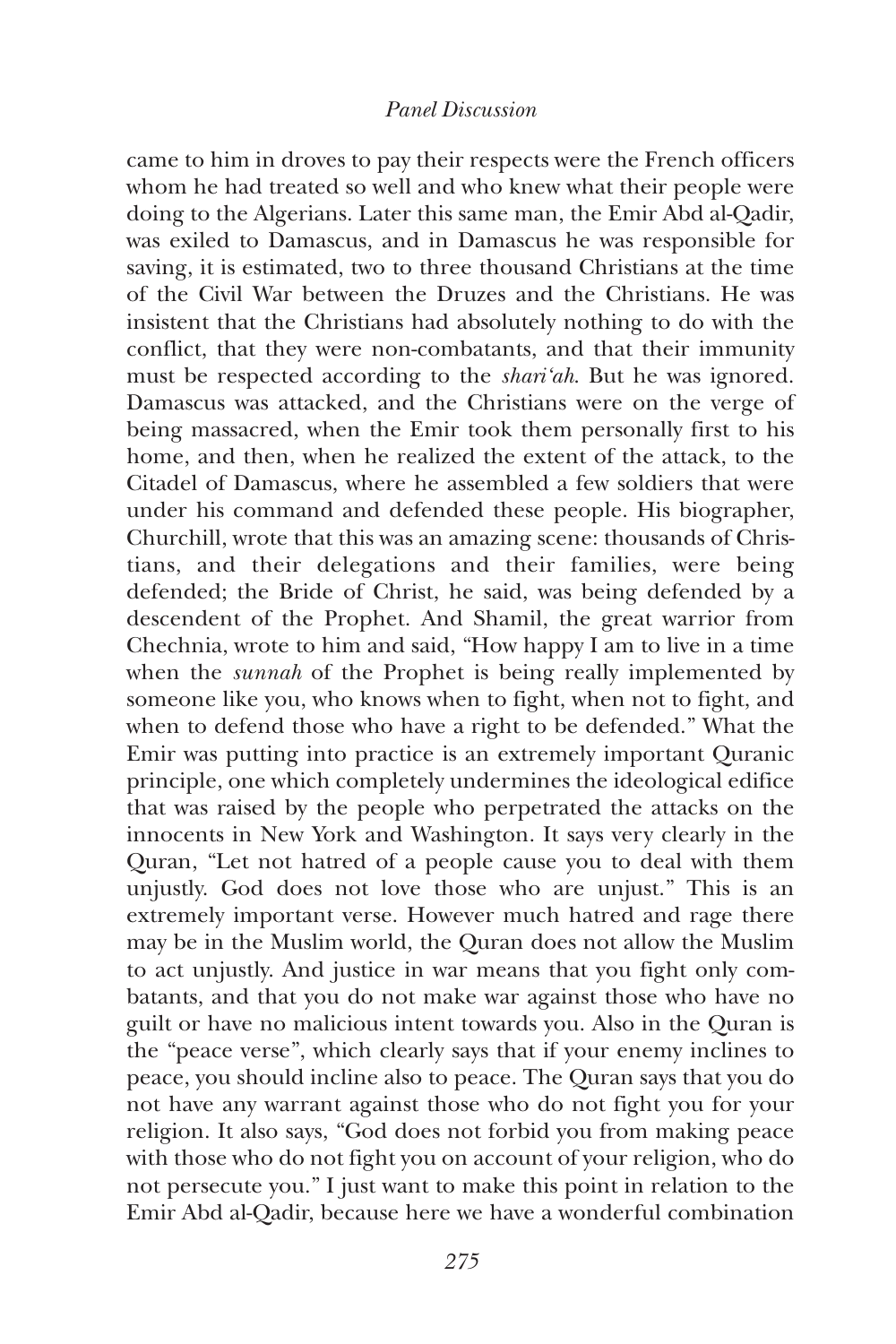came to him in droves to pay their respects were the French officers whom he had treated so well and who knew what their people were doing to the Algerians. Later this same man, the Emir Abd al-Qadir, was exiled to Damascus, and in Damascus he was responsible for saving, it is estimated, two to three thousand Christians at the time of the Civil War between the Druzes and the Christians. He was insistent that the Christians had absolutely nothing to do with the conflict, that they were non-combatants, and that their immunity must be respected according to the *shari'ah*. But he was ignored. Damascus was attacked, and the Christians were on the verge of being massacred, when the Emir took them personally first to his home, and then, when he realized the extent of the attack, to the Citadel of Damascus, where he assembled a few soldiers that were under his command and defended these people. His biographer, Churchill, wrote that this was an amazing scene: thousands of Christians, and their delegations and their families, were being defended; the Bride of Christ, he said, was being defended by a descendent of the Prophet. And Shamil, the great warrior from Chechnia, wrote to him and said, "How happy I am to live in a time when the *sunnah* of the Prophet is being really implemented by someone like you, who knows when to fight, when not to fight, and when to defend those who have a right to be defended." What the Emir was putting into practice is an extremely important Quranic principle, one which completely undermines the ideological edifice that was raised by the people who perpetrated the attacks on the innocents in New York and Washington. It says very clearly in the Quran, "Let not hatred of a people cause you to deal with them unjustly. God does not love those who are unjust." This is an extremely important verse. However much hatred and rage there may be in the Muslim world, the Quran does not allow the Muslim to act unjustly. And justice in war means that you fight only combatants, and that you do not make war against those who have no guilt or have no malicious intent towards you. Also in the Quran is the "peace verse", which clearly says that if your enemy inclines to peace, you should incline also to peace. The Quran says that you do not have any warrant against those who do not fight you for your religion. It also says, "God does not forbid you from making peace with those who do not fight you on account of your religion, who do not persecute you." I just want to make this point in relation to the Emir Abd al-Qadir, because here we have a wonderful combination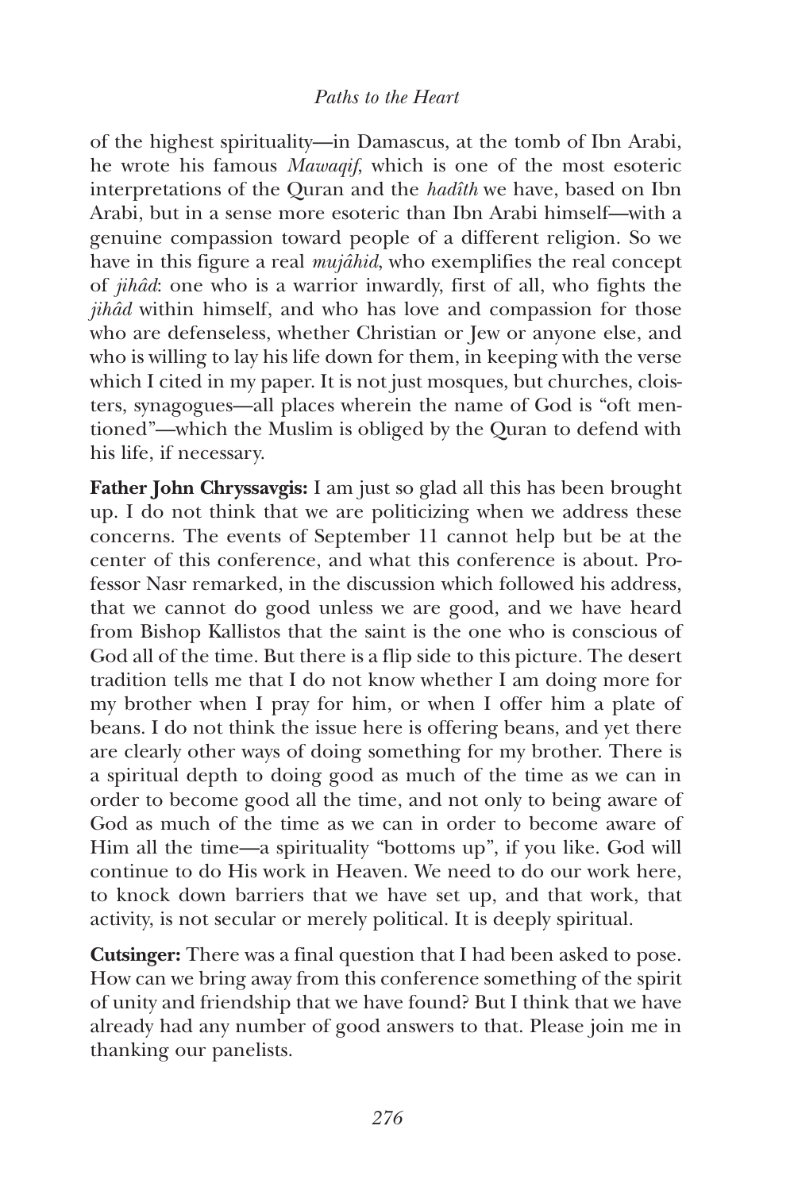of the highest spirituality—in Damascus, at the tomb of Ibn Arabi, he wrote his famous *Mawaqif*, which is one of the most esoteric interpretations of the Quran and the *hadîth* we have, based on Ibn Arabi, but in a sense more esoteric than Ibn Arabi himself—with a genuine compassion toward people of a different religion. So we have in this figure a real *mujâhid*, who exemplifies the real concept of *jihâd*: one who is a warrior inwardly, first of all, who fights the *jihâd* within himself, and who has love and compassion for those who are defenseless, whether Christian or Jew or anyone else, and who is willing to lay his life down for them, in keeping with the verse which I cited in my paper. It is not just mosques, but churches, cloisters, synagogues—all places wherein the name of God is "oft mentioned"—which the Muslim is obliged by the Quran to defend with his life, if necessary.

**Father John Chryssavgis:** I am just so glad all this has been brought up. I do not think that we are politicizing when we address these concerns. The events of September 11 cannot help but be at the center of this conference, and what this conference is about. Professor Nasr remarked, in the discussion which followed his address, that we cannot do good unless we are good, and we have heard from Bishop Kallistos that the saint is the one who is conscious of God all of the time. But there is a flip side to this picture. The desert tradition tells me that I do not know whether I am doing more for my brother when I pray for him, or when I offer him a plate of beans. I do not think the issue here is offering beans, and yet there are clearly other ways of doing something for my brother. There is a spiritual depth to doing good as much of the time as we can in order to become good all the time, and not only to being aware of God as much of the time as we can in order to become aware of Him all the time—a spirituality "bottoms up", if you like. God will continue to do His work in Heaven. We need to do our work here, to knock down barriers that we have set up, and that work, that activity, is not secular or merely political. It is deeply spiritual.

**Cutsinger:** There was a final question that I had been asked to pose. How can we bring away from this conference something of the spirit of unity and friendship that we have found? But I think that we have already had any number of good answers to that. Please join me in thanking our panelists.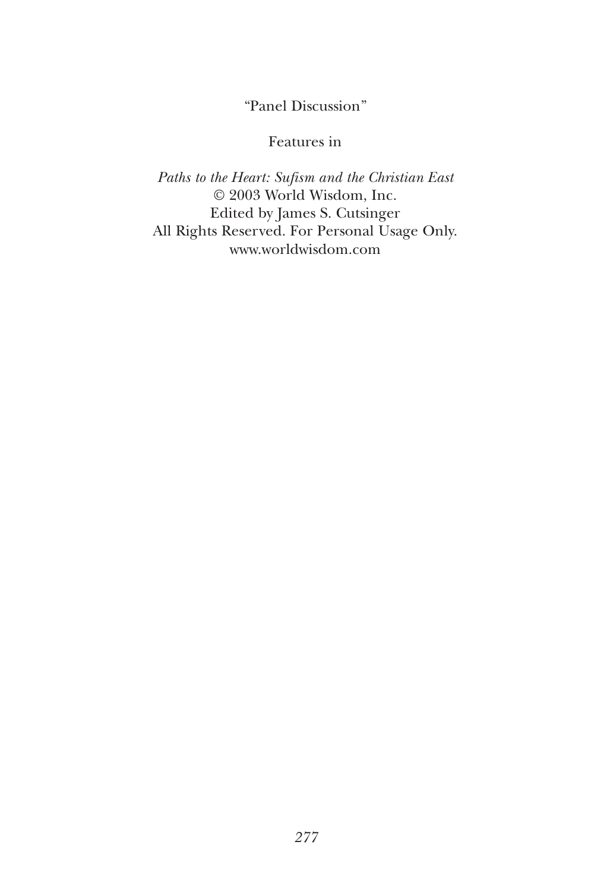"Panel Discussion"

Features in

*Paths to the Heart: Sufism and the Christian East*
© 2003 World Wisdom, Inc.
Edited by James S. Cutsinger
All Rights Reserved. For Personal Usage Only.
www.worldwisdom.com